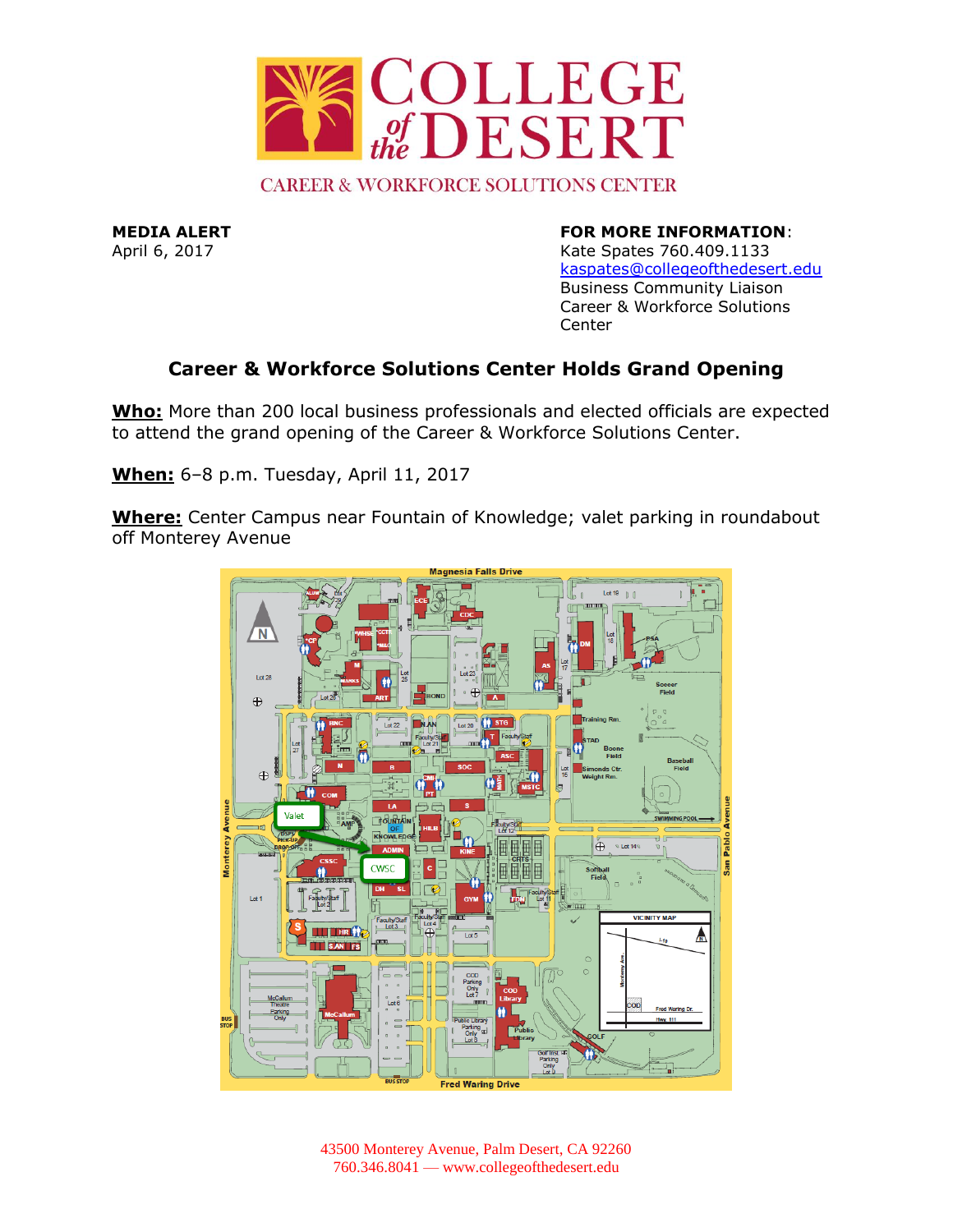# COLLEGE of the DESERT

CAREER & WORKFORCE SOLUTIONS CENTER

**MEDIA ALERT**
April 6, 2017

**FOR MORE INFORMATION**:
Kate Spates 760.409.1133
kaspates@collegeofthedesert.edu
Business Community Liaison
Career & Workforce Solutions Center

## Career & Workforce Solutions Center Holds Grand Opening

**Who:** More than 200 local business professionals and elected officials are expected to attend the grand opening of the Career & Workforce Solutions Center.

**When:** 6–8 p.m. Tuesday, April 11, 2017

**Where:** Center Campus near Fountain of Knowledge; valet parking in roundabout off Monterey Avenue

43500 Monterey Avenue, Palm Desert, CA 92260
760.346.8041 — www.collegeofthedesert.edu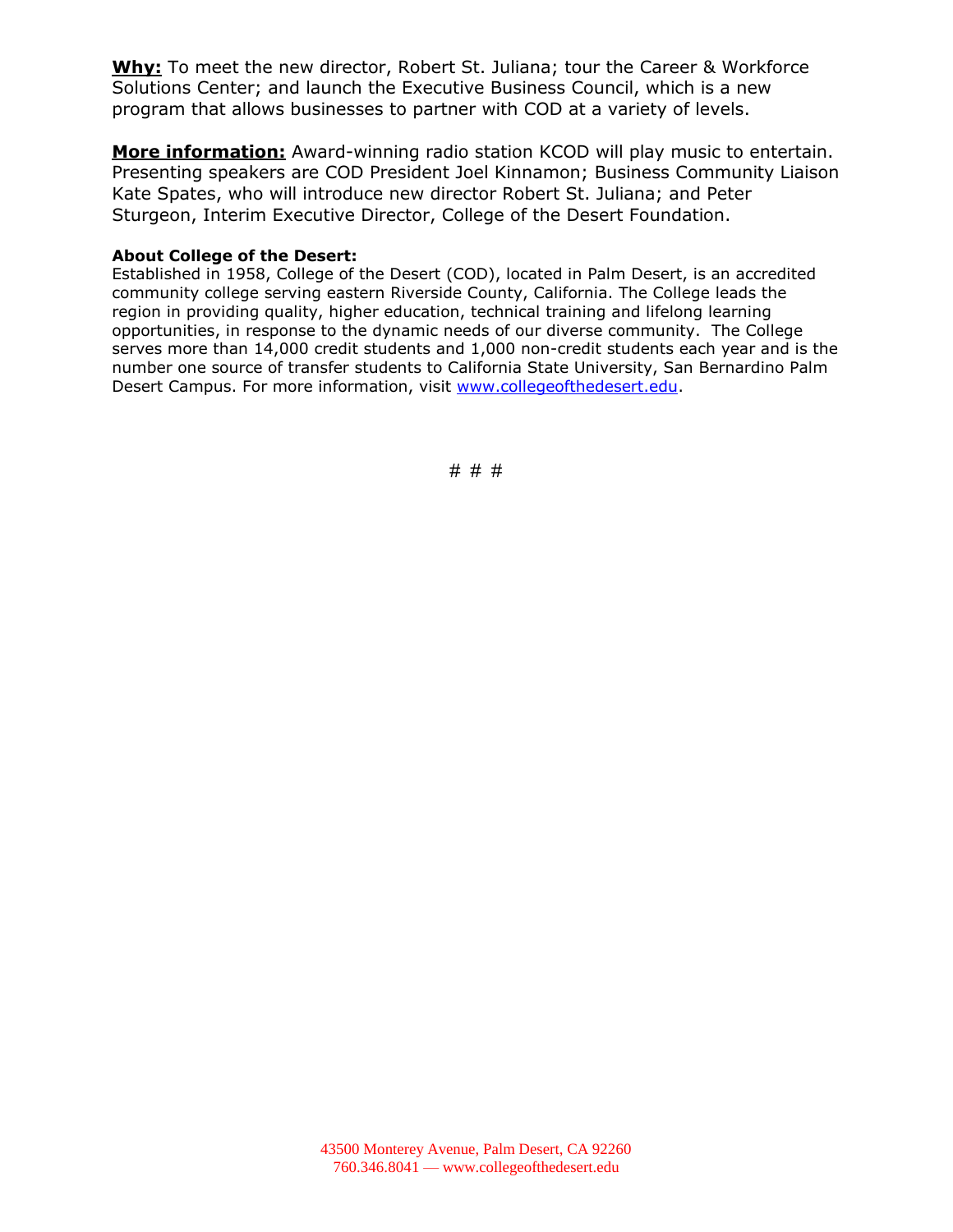**Why:** To meet the new director, Robert St. Juliana; tour the Career & Workforce Solutions Center; and launch the Executive Business Council, which is a new program that allows businesses to partner with COD at a variety of levels.

**More information:** Award-winning radio station KCOD will play music to entertain. Presenting speakers are COD President Joel Kinnamon; Business Community Liaison Kate Spates, who will introduce new director Robert St. Juliana; and Peter Sturgeon, Interim Executive Director, College of the Desert Foundation.

**About College of the Desert:**
Established in 1958, College of the Desert (COD), located in Palm Desert, is an accredited community college serving eastern Riverside County, California. The College leads the region in providing quality, higher education, technical training and lifelong learning opportunities, in response to the dynamic needs of our diverse community. The College serves more than 14,000 credit students and 1,000 non-credit students each year and is the number one source of transfer students to California State University, San Bernardino Palm Desert Campus. For more information, visit www.collegeofthedesert.edu.

# # #

43500 Monterey Avenue, Palm Desert, CA 92260
760.346.8041 — www.collegeofthedesert.edu